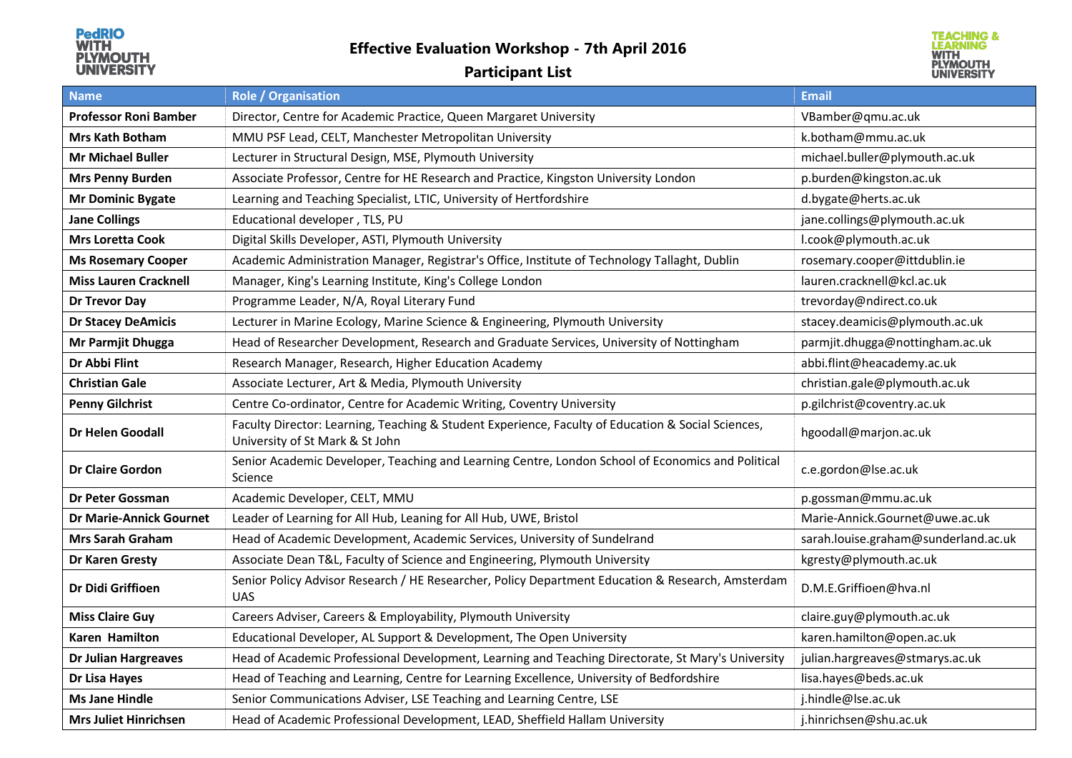# Effective Evaluation Workshop - 7th April 2016

## Participant List

| Name | Role / Organisation | Email |
|---|---|---|
| **Professor Roni Bamber** | Director, Centre for Academic Practice, Queen Margaret University | VBamber@qmu.ac.uk |
| **Mrs Kath Botham** | MMU PSF Lead, CELT, Manchester Metropolitan University | k.botham@mmu.ac.uk |
| **Mr Michael Buller** | Lecturer in Structural Design, MSE, Plymouth University | michael.buller@plymouth.ac.uk |
| **Mrs Penny Burden** | Associate Professor, Centre for HE Research and Practice, Kingston University London | p.burden@kingston.ac.uk |
| **Mr Dominic Bygate** | Learning and Teaching Specialist, LTIC, University of Hertfordshire | d.bygate@herts.ac.uk |
| **Jane Collings** | Educational developer , TLS, PU | jane.collings@plymouth.ac.uk |
| **Mrs Loretta Cook** | Digital Skills Developer, ASTI, Plymouth University | l.cook@plymouth.ac.uk |
| **Ms Rosemary Cooper** | Academic Administration Manager, Registrar's Office, Institute of Technology Tallaght, Dublin | rosemary.cooper@ittdublin.ie |
| **Miss Lauren Cracknell** | Manager, King's Learning Institute, King's College London | lauren.cracknell@kcl.ac.uk |
| **Dr Trevor Day** | Programme Leader, N/A, Royal Literary Fund | trevorday@ndirect.co.uk |
| **Dr Stacey DeAmicis** | Lecturer in Marine Ecology, Marine Science & Engineering, Plymouth University | stacey.deamicis@plymouth.ac.uk |
| **Mr Parmjit Dhugga** | Head of Researcher Development, Research and Graduate Services, University of Nottingham | parmjit.dhugga@nottingham.ac.uk |
| **Dr Abbi Flint** | Research Manager, Research, Higher Education Academy | abbi.flint@heacademy.ac.uk |
| **Christian Gale** | Associate Lecturer, Art & Media, Plymouth University | christian.gale@plymouth.ac.uk |
| **Penny Gilchrist** | Centre Co-ordinator, Centre for Academic Writing, Coventry University | p.gilchrist@coventry.ac.uk |
| **Dr Helen Goodall** | Faculty Director: Learning, Teaching & Student Experience, Faculty of Education & Social Sciences, University of St Mark & St John | hgoodall@marjon.ac.uk |
| **Dr Claire Gordon** | Senior Academic Developer, Teaching and Learning Centre, London School of Economics and Political Science | c.e.gordon@lse.ac.uk |
| **Dr Peter Gossman** | Academic Developer, CELT, MMU | p.gossman@mmu.ac.uk |
| **Dr Marie-Annick Gournet** | Leader of Learning for All Hub, Leaning for All Hub, UWE, Bristol | Marie-Annick.Gournet@uwe.ac.uk |
| **Mrs Sarah Graham** | Head of Academic Development, Academic Services, University of Sundelrand | sarah.louise.graham@sunderland.ac.uk |
| **Dr Karen Gresty** | Associate Dean T&L, Faculty of Science and Engineering, Plymouth University | kgresty@plymouth.ac.uk |
| **Dr Didi Griffioen** | Senior Policy Advisor Research / HE Researcher, Policy Department Education & Research, Amsterdam UAS | D.M.E.Griffioen@hva.nl |
| **Miss Claire Guy** | Careers Adviser, Careers & Employability, Plymouth University | claire.guy@plymouth.ac.uk |
| **Karen  Hamilton** | Educational Developer, AL Support & Development, The Open University | karen.hamilton@open.ac.uk |
| **Dr Julian Hargreaves** | Head of Academic Professional Development, Learning and Teaching Directorate, St Mary's University | julian.hargreaves@stmarys.ac.uk |
| **Dr Lisa Hayes** | Head of Teaching and Learning, Centre for Learning Excellence, University of Bedfordshire | lisa.hayes@beds.ac.uk |
| **Ms Jane Hindle** | Senior Communications Adviser, LSE Teaching and Learning Centre, LSE | j.hindle@lse.ac.uk |
| **Mrs Juliet Hinrichsen** | Head of Academic Professional Development, LEAD, Sheffield Hallam University | j.hinrichsen@shu.ac.uk |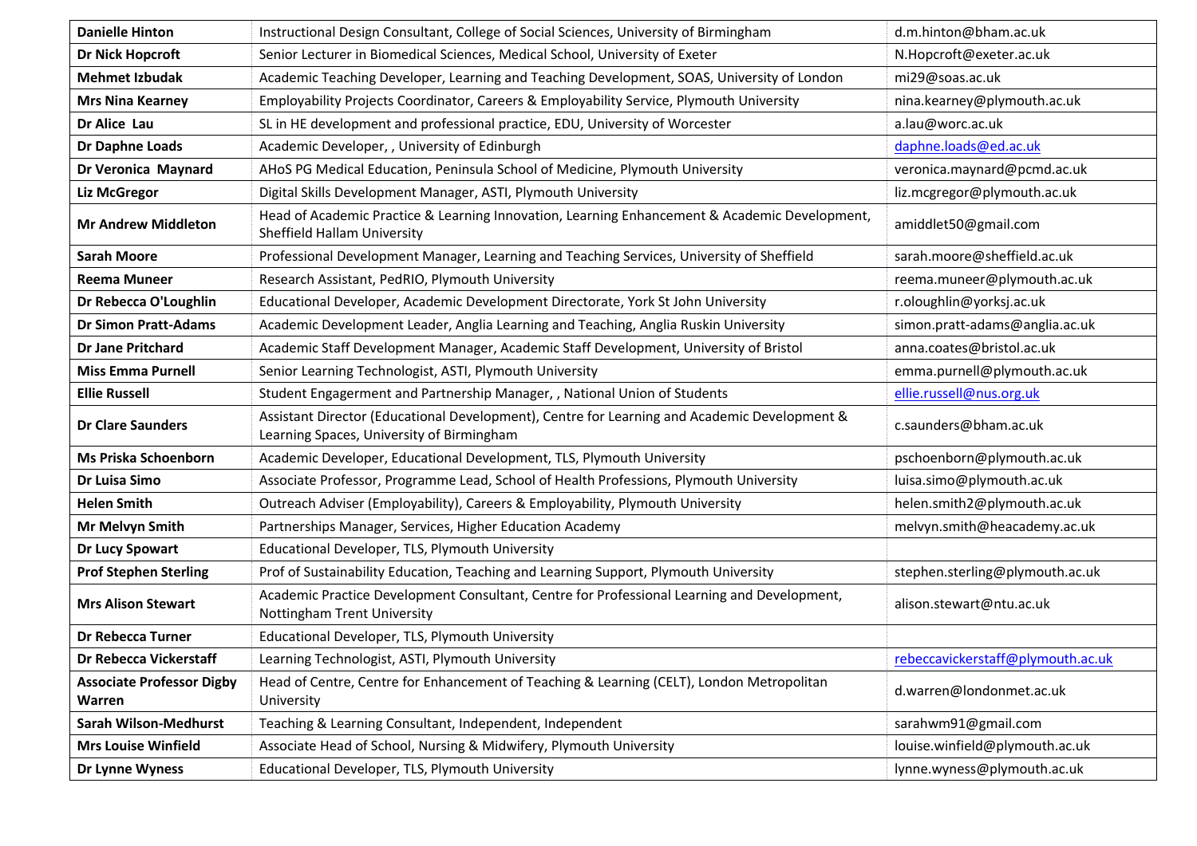| | | |
|---|---|---|
| **Danielle Hinton** | Instructional Design Consultant, College of Social Sciences, University of Birmingham | d.m.hinton@bham.ac.uk |
| **Dr Nick Hopcroft** | Senior Lecturer in Biomedical Sciences, Medical School, University of Exeter | N.Hopcroft@exeter.ac.uk |
| **Mehmet Izbudak** | Academic Teaching Developer, Learning and Teaching Development, SOAS, University of London | mi29@soas.ac.uk |
| **Mrs Nina Kearney** | Employability Projects Coordinator, Careers & Employability Service, Plymouth University | nina.kearney@plymouth.ac.uk |
| **Dr Alice Lau** | SL in HE development and professional practice, EDU, University of Worcester | a.lau@worc.ac.uk |
| **Dr Daphne Loads** | Academic Developer, , University of Edinburgh | daphne.loads@ed.ac.uk |
| **Dr Veronica Maynard** | AHoS PG Medical Education, Peninsula School of Medicine, Plymouth University | veronica.maynard@pcmd.ac.uk |
| **Liz McGregor** | Digital Skills Development Manager, ASTI, Plymouth University | liz.mcgregor@plymouth.ac.uk |
| **Mr Andrew Middleton** | Head of Academic Practice & Learning Innovation, Learning Enhancement & Academic Development, Sheffield Hallam University | amiddlet50@gmail.com |
| **Sarah Moore** | Professional Development Manager, Learning and Teaching Services, University of Sheffield | sarah.moore@sheffield.ac.uk |
| **Reema Muneer** | Research Assistant, PedRIO, Plymouth University | reema.muneer@plymouth.ac.uk |
| **Dr Rebecca O'Loughlin** | Educational Developer, Academic Development Directorate, York St John University | r.oloughlin@yorksj.ac.uk |
| **Dr Simon Pratt-Adams** | Academic Development Leader, Anglia Learning and Teaching, Anglia Ruskin University | simon.pratt-adams@anglia.ac.uk |
| **Dr Jane Pritchard** | Academic Staff Development Manager, Academic Staff Development, University of Bristol | anna.coates@bristol.ac.uk |
| **Miss Emma Purnell** | Senior Learning Technologist, ASTI, Plymouth University | emma.purnell@plymouth.ac.uk |
| **Ellie Russell** | Student Engagerment and Partnership Manager, , National Union of Students | ellie.russell@nus.org.uk |
| **Dr Clare Saunders** | Assistant Director (Educational Development), Centre for Learning and Academic Development & Learning Spaces, University of Birmingham | c.saunders@bham.ac.uk |
| **Ms Priska Schoenborn** | Academic Developer, Educational Development, TLS, Plymouth University | pschoenborn@plymouth.ac.uk |
| **Dr Luisa Simo** | Associate Professor, Programme Lead, School of Health Professions, Plymouth University | luisa.simo@plymouth.ac.uk |
| **Helen Smith** | Outreach Adviser (Employability), Careers & Employability, Plymouth University | helen.smith2@plymouth.ac.uk |
| **Mr Melvyn Smith** | Partnerships Manager, Services, Higher Education Academy | melvyn.smith@heacademy.ac.uk |
| **Dr Lucy Spowart** | Educational Developer, TLS, Plymouth University | |
| **Prof Stephen Sterling** | Prof of Sustainability Education, Teaching and Learning Support, Plymouth University | stephen.sterling@plymouth.ac.uk |
| **Mrs Alison Stewart** | Academic Practice Development Consultant, Centre for Professional Learning and Development, Nottingham Trent University | alison.stewart@ntu.ac.uk |
| **Dr Rebecca Turner** | Educational Developer, TLS, Plymouth University | |
| **Dr Rebecca Vickerstaff** | Learning Technologist, ASTI, Plymouth University | rebeccavickerstaff@plymouth.ac.uk |
| **Associate Professor Digby Warren** | Head of Centre, Centre for Enhancement of Teaching & Learning (CELT), London Metropolitan University | d.warren@londonmet.ac.uk |
| **Sarah Wilson-Medhurst** | Teaching & Learning Consultant, Independent, Independent | sarahwm91@gmail.com |
| **Mrs Louise Winfield** | Associate Head of School, Nursing & Midwifery, Plymouth University | louise.winfield@plymouth.ac.uk |
| **Dr Lynne Wyness** | Educational Developer, TLS, Plymouth University | lynne.wyness@plymouth.ac.uk |